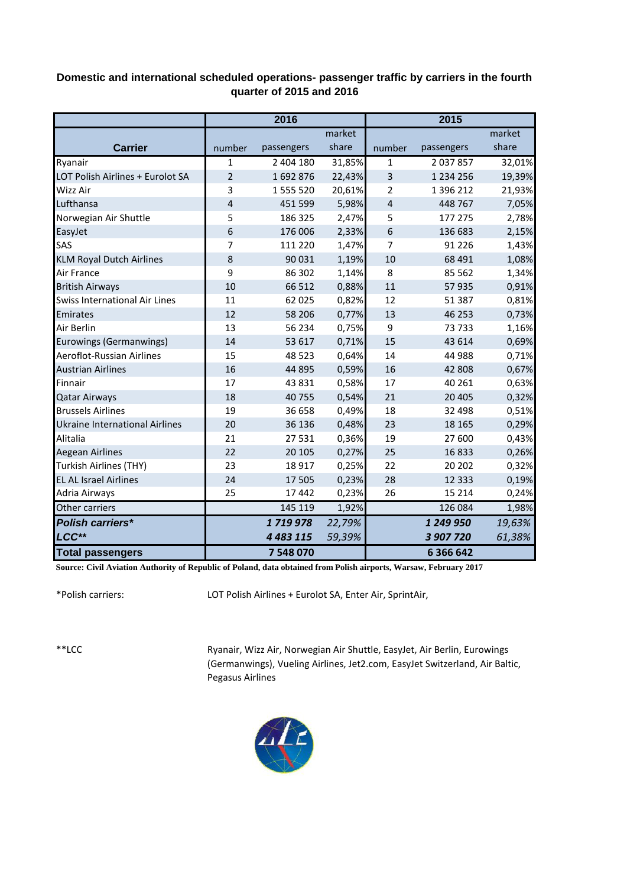**Domestic and international scheduled operations- passenger traffic by carriers in the fourth quarter of 2015 and 2016**

| Carrier | 2016 | | | 2015 | | |
|---|---|---|---|---|---|---|
| | number | passengers | market share | number | passengers | market share |
| Ryanair | 1 | 2 404 180 | 31,85% | 1 | 2 037 857 | 32,01% |
| LOT Polish Airlines + Eurolot SA | 2 | 1 692 876 | 22,43% | 3 | 1 234 256 | 19,39% |
| Wizz Air | 3 | 1 555 520 | 20,61% | 2 | 1 396 212 | 21,93% |
| Lufthansa | 4 | 451 599 | 5,98% | 4 | 448 767 | 7,05% |
| Norwegian Air Shuttle | 5 | 186 325 | 2,47% | 5 | 177 275 | 2,78% |
| EasyJet | 6 | 176 006 | 2,33% | 6 | 136 683 | 2,15% |
| SAS | 7 | 111 220 | 1,47% | 7 | 91 226 | 1,43% |
| KLM Royal Dutch Airlines | 8 | 90 031 | 1,19% | 10 | 68 491 | 1,08% |
| Air France | 9 | 86 302 | 1,14% | 8 | 85 562 | 1,34% |
| British Airways | 10 | 66 512 | 0,88% | 11 | 57 935 | 0,91% |
| Swiss International Air Lines | 11 | 62 025 | 0,82% | 12 | 51 387 | 0,81% |
| Emirates | 12 | 58 206 | 0,77% | 13 | 46 253 | 0,73% |
| Air Berlin | 13 | 56 234 | 0,75% | 9 | 73 733 | 1,16% |
| Eurowings (Germanwings) | 14 | 53 617 | 0,71% | 15 | 43 614 | 0,69% |
| Aeroflot-Russian Airlines | 15 | 48 523 | 0,64% | 14 | 44 988 | 0,71% |
| Austrian Airlines | 16 | 44 895 | 0,59% | 16 | 42 808 | 0,67% |
| Finnair | 17 | 43 831 | 0,58% | 17 | 40 261 | 0,63% |
| Qatar Airways | 18 | 40 755 | 0,54% | 21 | 20 405 | 0,32% |
| Brussels Airlines | 19 | 36 658 | 0,49% | 18 | 32 498 | 0,51% |
| Ukraine International Airlines | 20 | 36 136 | 0,48% | 23 | 18 165 | 0,29% |
| Alitalia | 21 | 27 531 | 0,36% | 19 | 27 600 | 0,43% |
| Aegean Airlines | 22 | 20 105 | 0,27% | 25 | 16 833 | 0,26% |
| Turkish Airlines (THY) | 23 | 18 917 | 0,25% | 22 | 20 202 | 0,32% |
| EL AL Israel Airlines | 24 | 17 505 | 0,23% | 28 | 12 333 | 0,19% |
| Adria Airways | 25 | 17 442 | 0,23% | 26 | 15 214 | 0,24% |
| Other carriers | | 145 119 | 1,92% | | 126 084 | 1,98% |
| ***Polish carriers**** | | ***1 719 978*** | *22,79%* | | ***1 249 950*** | *19,63%* |
| ***LCC***** | | ***4 483 115*** | *59,39%* | | ***3 907 720*** | *61,38%* |
| **Total passengers** | | **7 548 070** | | | **6 366 642** | |

**Source: Civil Aviation Authority of Republic of Poland, data obtained from Polish airports, Warsaw, February 2017**

*Polish carriers: LOT Polish Airlines + Eurolot SA, Enter Air, SprintAir,

**LCC Ryanair, Wizz Air, Norwegian Air Shuttle, EasyJet, Air Berlin, Eurowings (Germanwings), Vueling Airlines, Jet2.com, EasyJet Switzerland, Air Baltic, Pegasus Airlines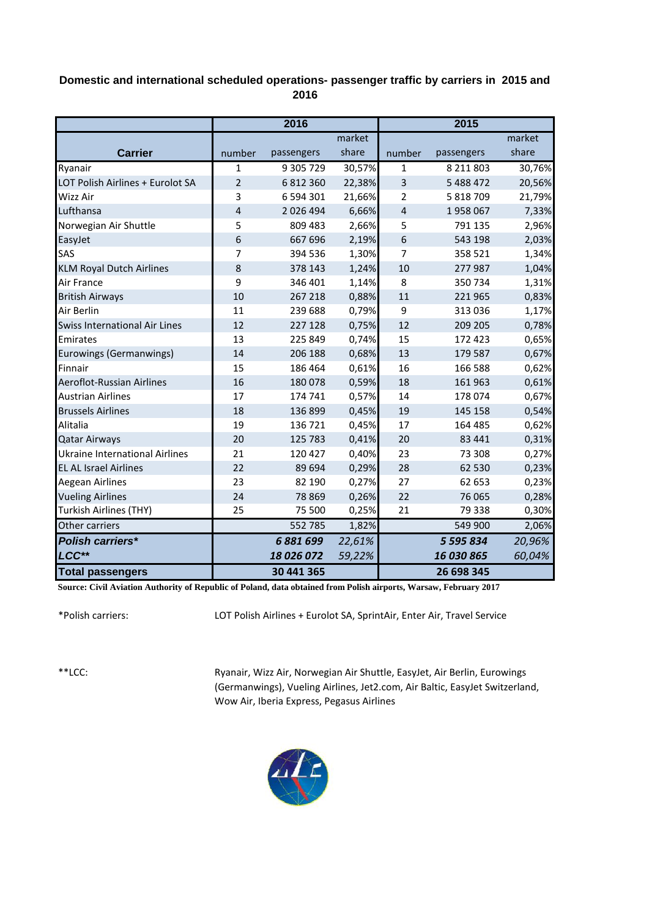## Domestic and international scheduled operations- passenger traffic by carriers in 2015 and 2016

| Carrier | 2016 | | | 2015 | | |
|---|---|---|---|---|---|---|
| | number | passengers | market share | number | passengers | market share |
| Ryanair | 1 | 9 305 729 | 30,57% | 1 | 8 211 803 | 30,76% |
| LOT Polish Airlines + Eurolot SA | 2 | 6 812 360 | 22,38% | 3 | 5 488 472 | 20,56% |
| Wizz Air | 3 | 6 594 301 | 21,66% | 2 | 5 818 709 | 21,79% |
| Lufthansa | 4 | 2 026 494 | 6,66% | 4 | 1 958 067 | 7,33% |
| Norwegian Air Shuttle | 5 | 809 483 | 2,66% | 5 | 791 135 | 2,96% |
| EasyJet | 6 | 667 696 | 2,19% | 6 | 543 198 | 2,03% |
| SAS | 7 | 394 536 | 1,30% | 7 | 358 521 | 1,34% |
| KLM Royal Dutch Airlines | 8 | 378 143 | 1,24% | 10 | 277 987 | 1,04% |
| Air France | 9 | 346 401 | 1,14% | 8 | 350 734 | 1,31% |
| British Airways | 10 | 267 218 | 0,88% | 11 | 221 965 | 0,83% |
| Air Berlin | 11 | 239 688 | 0,79% | 9 | 313 036 | 1,17% |
| Swiss International Air Lines | 12 | 227 128 | 0,75% | 12 | 209 205 | 0,78% |
| Emirates | 13 | 225 849 | 0,74% | 15 | 172 423 | 0,65% |
| Eurowings (Germanwings) | 14 | 206 188 | 0,68% | 13 | 179 587 | 0,67% |
| Finnair | 15 | 186 464 | 0,61% | 16 | 166 588 | 0,62% |
| Aeroflot-Russian Airlines | 16 | 180 078 | 0,59% | 18 | 161 963 | 0,61% |
| Austrian Airlines | 17 | 174 741 | 0,57% | 14 | 178 074 | 0,67% |
| Brussels Airlines | 18 | 136 899 | 0,45% | 19 | 145 158 | 0,54% |
| Alitalia | 19 | 136 721 | 0,45% | 17 | 164 485 | 0,62% |
| Qatar Airways | 20 | 125 783 | 0,41% | 20 | 83 441 | 0,31% |
| Ukraine International Airlines | 21 | 120 427 | 0,40% | 23 | 73 308 | 0,27% |
| EL AL Israel Airlines | 22 | 89 694 | 0,29% | 28 | 62 530 | 0,23% |
| Aegean Airlines | 23 | 82 190 | 0,27% | 27 | 62 653 | 0,23% |
| Vueling Airlines | 24 | 78 869 | 0,26% | 22 | 76 065 | 0,28% |
| Turkish Airlines (THY) | 25 | 75 500 | 0,25% | 21 | 79 338 | 0,30% |
| Other carriers | | 552 785 | 1,82% | | 549 900 | 2,06% |
| ***Polish carriers**** | | ***6 881 699*** | *22,61%* | | ***5 595 834*** | *20,96%* |
| ***LCC***** | | ***18 026 072*** | *59,22%* | | ***16 030 865*** | *60,04%* |
| **Total passengers** | | **30 441 365** | | | **26 698 345** | |

**Source: Civil Aviation Authority of Republic of Poland, data obtained from Polish airports, Warsaw, February 2017**

*Polish carriers: LOT Polish Airlines + Eurolot SA, SprintAir, Enter Air, Travel Service

**LCC: Ryanair, Wizz Air, Norwegian Air Shuttle, EasyJet, Air Berlin, Eurowings (Germanwings), Vueling Airlines, Jet2.com, Air Baltic, EasyJet Switzerland, Wow Air, Iberia Express, Pegasus Airlines